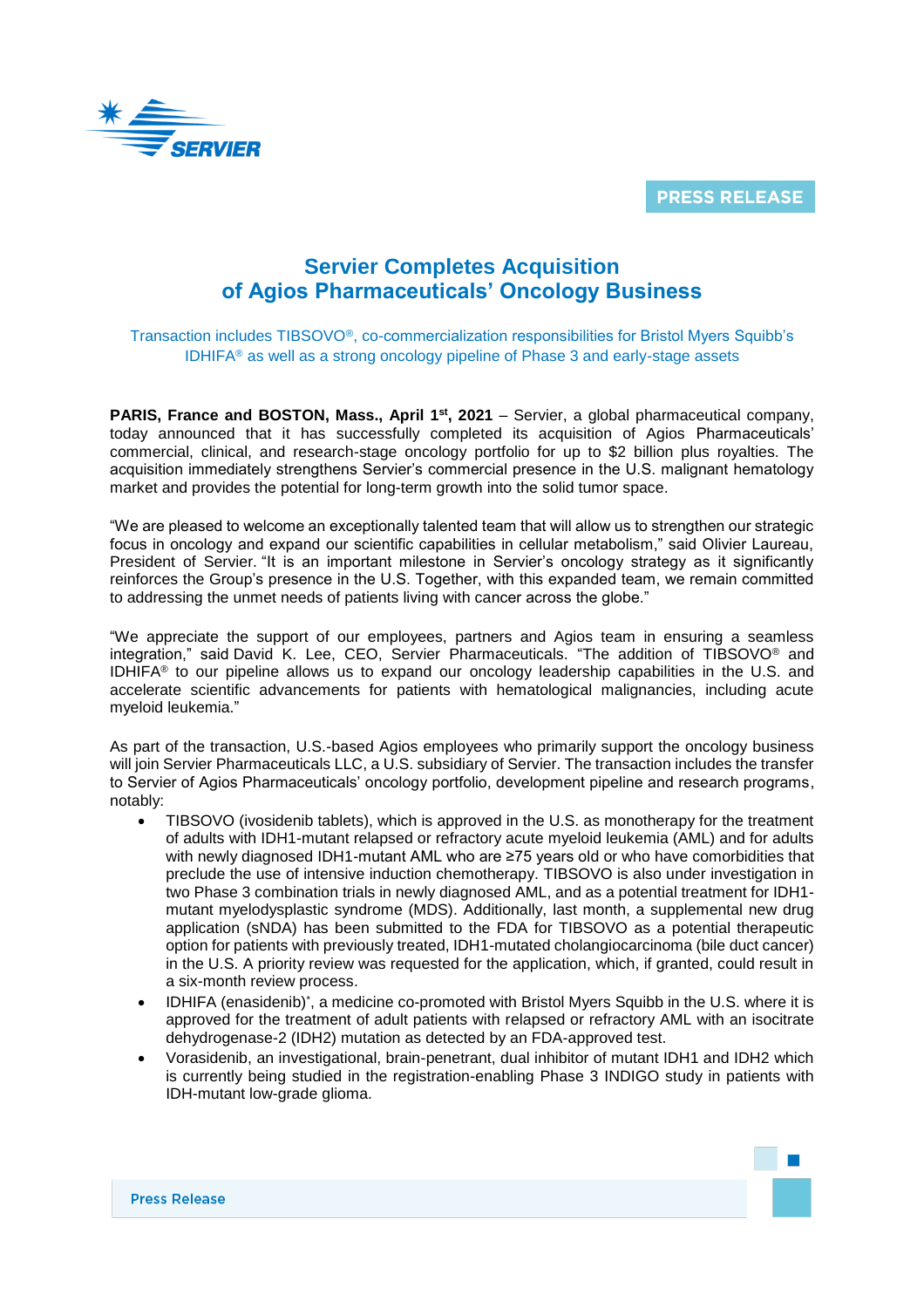PRESS RELEASE

# Servier Completes Acquisition of Agios Pharmaceuticals' Oncology Business

Transaction includes TIBSOVO®, co-commercialization responsibilities for Bristol Myers Squibb's IDHIFA® as well as a strong oncology pipeline of Phase 3 and early-stage assets

**PARIS, France and BOSTON, Mass., April 1st, 2021** – Servier, a global pharmaceutical company, today announced that it has successfully completed its acquisition of Agios Pharmaceuticals' commercial, clinical, and research-stage oncology portfolio for up to $2 billion plus royalties. The acquisition immediately strengthens Servier's commercial presence in the U.S. malignant hematology market and provides the potential for long-term growth into the solid tumor space.

"We are pleased to welcome an exceptionally talented team that will allow us to strengthen our strategic focus in oncology and expand our scientific capabilities in cellular metabolism," said Olivier Laureau, President of Servier. "It is an important milestone in Servier's oncology strategy as it significantly reinforces the Group's presence in the U.S. Together, with this expanded team, we remain committed to addressing the unmet needs of patients living with cancer across the globe."

"We appreciate the support of our employees, partners and Agios team in ensuring a seamless integration," said David K. Lee, CEO, Servier Pharmaceuticals. "The addition of TIBSOVO® and IDHIFA® to our pipeline allows us to expand our oncology leadership capabilities in the U.S. and accelerate scientific advancements for patients with hematological malignancies, including acute myeloid leukemia."

As part of the transaction, U.S.-based Agios employees who primarily support the oncology business will join Servier Pharmaceuticals LLC, a U.S. subsidiary of Servier. The transaction includes the transfer to Servier of Agios Pharmaceuticals' oncology portfolio, development pipeline and research programs, notably:

- TIBSOVO (ivosidenib tablets), which is approved in the U.S. as monotherapy for the treatment of adults with IDH1-mutant relapsed or refractory acute myeloid leukemia (AML) and for adults with newly diagnosed IDH1-mutant AML who are ≥75 years old or who have comorbidities that preclude the use of intensive induction chemotherapy. TIBSOVO is also under investigation in two Phase 3 combination trials in newly diagnosed AML, and as a potential treatment for IDH1-mutant myelodysplastic syndrome (MDS). Additionally, last month, a supplemental new drug application (sNDA) has been submitted to the FDA for TIBSOVO as a potential therapeutic option for patients with previously treated, IDH1-mutated cholangiocarcinoma (bile duct cancer) in the U.S. A priority review was requested for the application, which, if granted, could result in a six-month review process.
- IDHIFA (enasidenib)*, a medicine co-promoted with Bristol Myers Squibb in the U.S. where it is approved for the treatment of adult patients with relapsed or refractory AML with an isocitrate dehydrogenase-2 (IDH2) mutation as detected by an FDA-approved test.
- Vorasidenib, an investigational, brain-penetrant, dual inhibitor of mutant IDH1 and IDH2 which is currently being studied in the registration-enabling Phase 3 INDIGO study in patients with IDH-mutant low-grade glioma.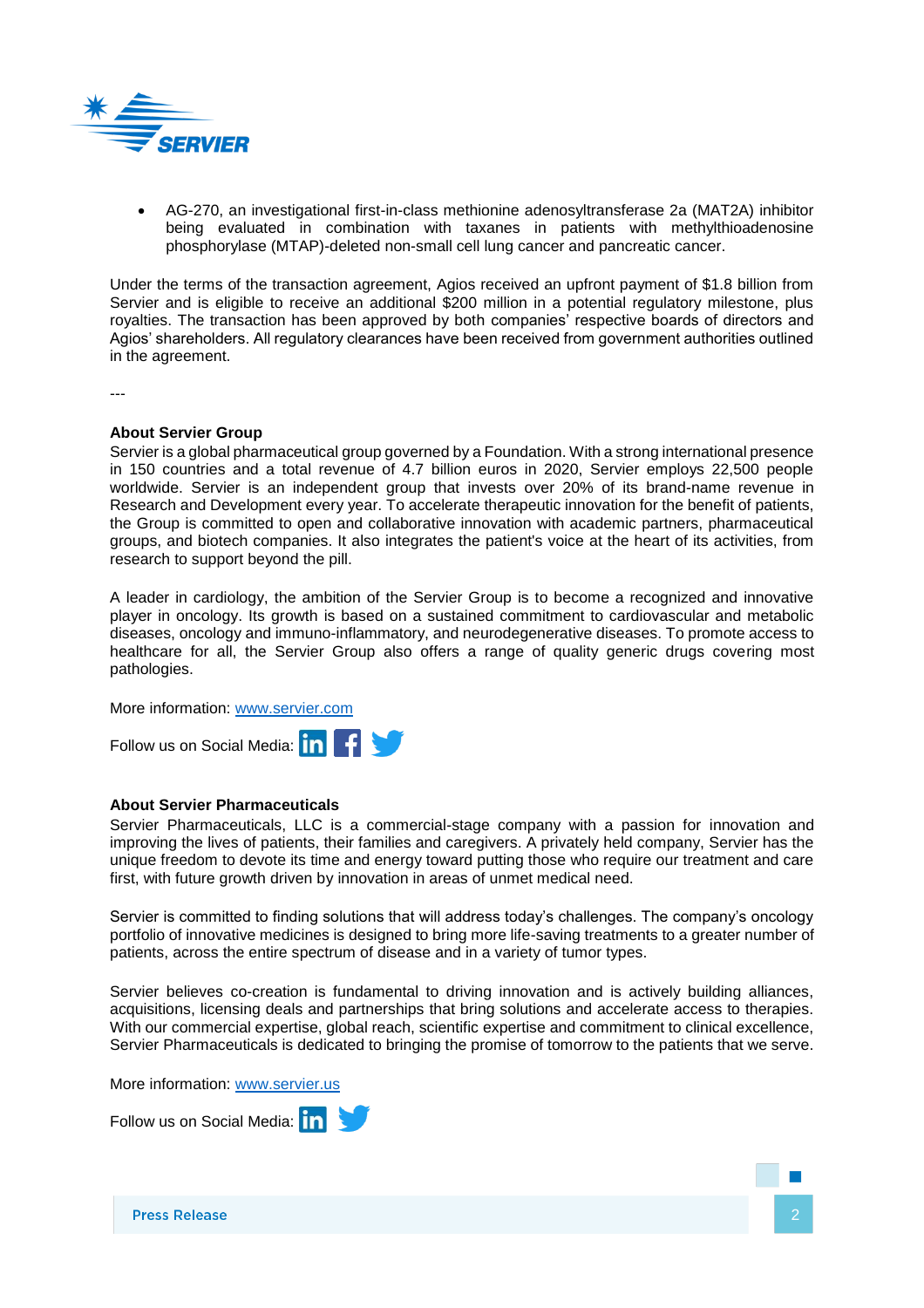- AG-270, an investigational first-in-class methionine adenosyltransferase 2a (MAT2A) inhibitor being evaluated in combination with taxanes in patients with methylthioadenosine phosphorylase (MTAP)-deleted non-small cell lung cancer and pancreatic cancer.

Under the terms of the transaction agreement, Agios received an upfront payment of $1.8 billion from Servier and is eligible to receive an additional $200 million in a potential regulatory milestone, plus royalties. The transaction has been approved by both companies' respective boards of directors and Agios' shareholders. All regulatory clearances have been received from government authorities outlined in the agreement.

---

**About Servier Group**

Servier is a global pharmaceutical group governed by a Foundation. With a strong international presence in 150 countries and a total revenue of 4.7 billion euros in 2020, Servier employs 22,500 people worldwide. Servier is an independent group that invests over 20% of its brand-name revenue in Research and Development every year. To accelerate therapeutic innovation for the benefit of patients, the Group is committed to open and collaborative innovation with academic partners, pharmaceutical groups, and biotech companies. It also integrates the patient's voice at the heart of its activities, from research to support beyond the pill.

A leader in cardiology, the ambition of the Servier Group is to become a recognized and innovative player in oncology. Its growth is based on a sustained commitment to cardiovascular and metabolic diseases, oncology and immuno-inflammatory, and neurodegenerative diseases. To promote access to healthcare for all, the Servier Group also offers a range of quality generic drugs covering most pathologies.

More information: [www.servier.com](http://www.servier.com)

Follow us on Social Media:

**About Servier Pharmaceuticals**

Servier Pharmaceuticals, LLC is a commercial-stage company with a passion for innovation and improving the lives of patients, their families and caregivers. A privately held company, Servier has the unique freedom to devote its time and energy toward putting those who require our treatment and care first, with future growth driven by innovation in areas of unmet medical need.

Servier is committed to finding solutions that will address today's challenges. The company's oncology portfolio of innovative medicines is designed to bring more life-saving treatments to a greater number of patients, across the entire spectrum of disease and in a variety of tumor types.

Servier believes co-creation is fundamental to driving innovation and is actively building alliances, acquisitions, licensing deals and partnerships that bring solutions and accelerate access to therapies. With our commercial expertise, global reach, scientific expertise and commitment to clinical excellence, Servier Pharmaceuticals is dedicated to bringing the promise of tomorrow to the patients that we serve.

More information: [www.servier.us](http://www.servier.us)

Follow us on Social Media: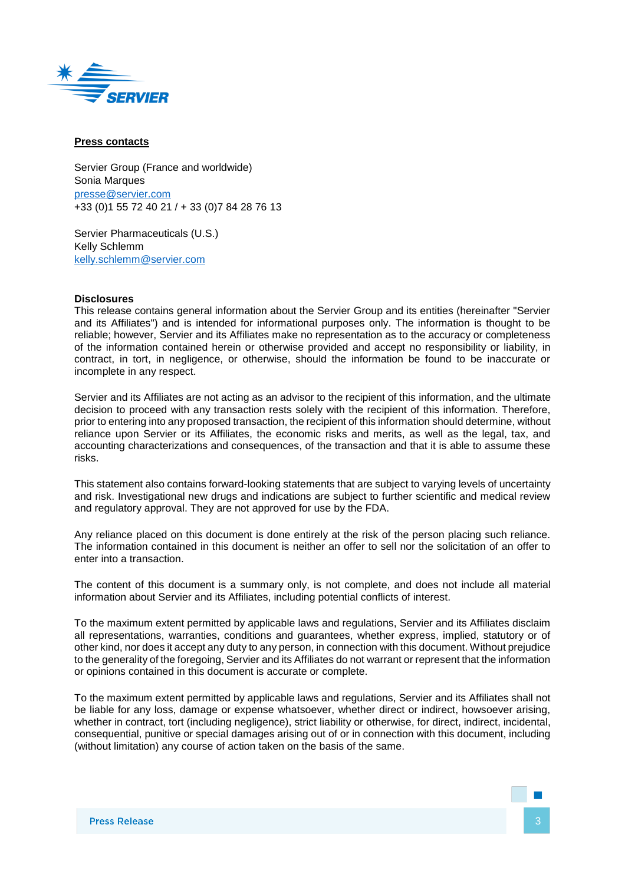**Press contacts**

Servier Group (France and worldwide)
Sonia Marques
presse@servier.com
+33 (0)1 55 72 40 21 / + 33 (0)7 84 28 76 13

Servier Pharmaceuticals (U.S.)
Kelly Schlemm
kelly.schlemm@servier.com

**Disclosures**

This release contains general information about the Servier Group and its entities (hereinafter "Servier and its Affiliates") and is intended for informational purposes only. The information is thought to be reliable; however, Servier and its Affiliates make no representation as to the accuracy or completeness of the information contained herein or otherwise provided and accept no responsibility or liability, in contract, in tort, in negligence, or otherwise, should the information be found to be inaccurate or incomplete in any respect.

Servier and its Affiliates are not acting as an advisor to the recipient of this information, and the ultimate decision to proceed with any transaction rests solely with the recipient of this information. Therefore, prior to entering into any proposed transaction, the recipient of this information should determine, without reliance upon Servier or its Affiliates, the economic risks and merits, as well as the legal, tax, and accounting characterizations and consequences, of the transaction and that it is able to assume these risks.

This statement also contains forward-looking statements that are subject to varying levels of uncertainty and risk. Investigational new drugs and indications are subject to further scientific and medical review and regulatory approval. They are not approved for use by the FDA.

Any reliance placed on this document is done entirely at the risk of the person placing such reliance. The information contained in this document is neither an offer to sell nor the solicitation of an offer to enter into a transaction.

The content of this document is a summary only, is not complete, and does not include all material information about Servier and its Affiliates, including potential conflicts of interest.

To the maximum extent permitted by applicable laws and regulations, Servier and its Affiliates disclaim all representations, warranties, conditions and guarantees, whether express, implied, statutory or of other kind, nor does it accept any duty to any person, in connection with this document. Without prejudice to the generality of the foregoing, Servier and its Affiliates do not warrant or represent that the information or opinions contained in this document is accurate or complete.

To the maximum extent permitted by applicable laws and regulations, Servier and its Affiliates shall not be liable for any loss, damage or expense whatsoever, whether direct or indirect, howsoever arising, whether in contract, tort (including negligence), strict liability or otherwise, for direct, indirect, incidental, consequential, punitive or special damages arising out of or in connection with this document, including (without limitation) any course of action taken on the basis of the same.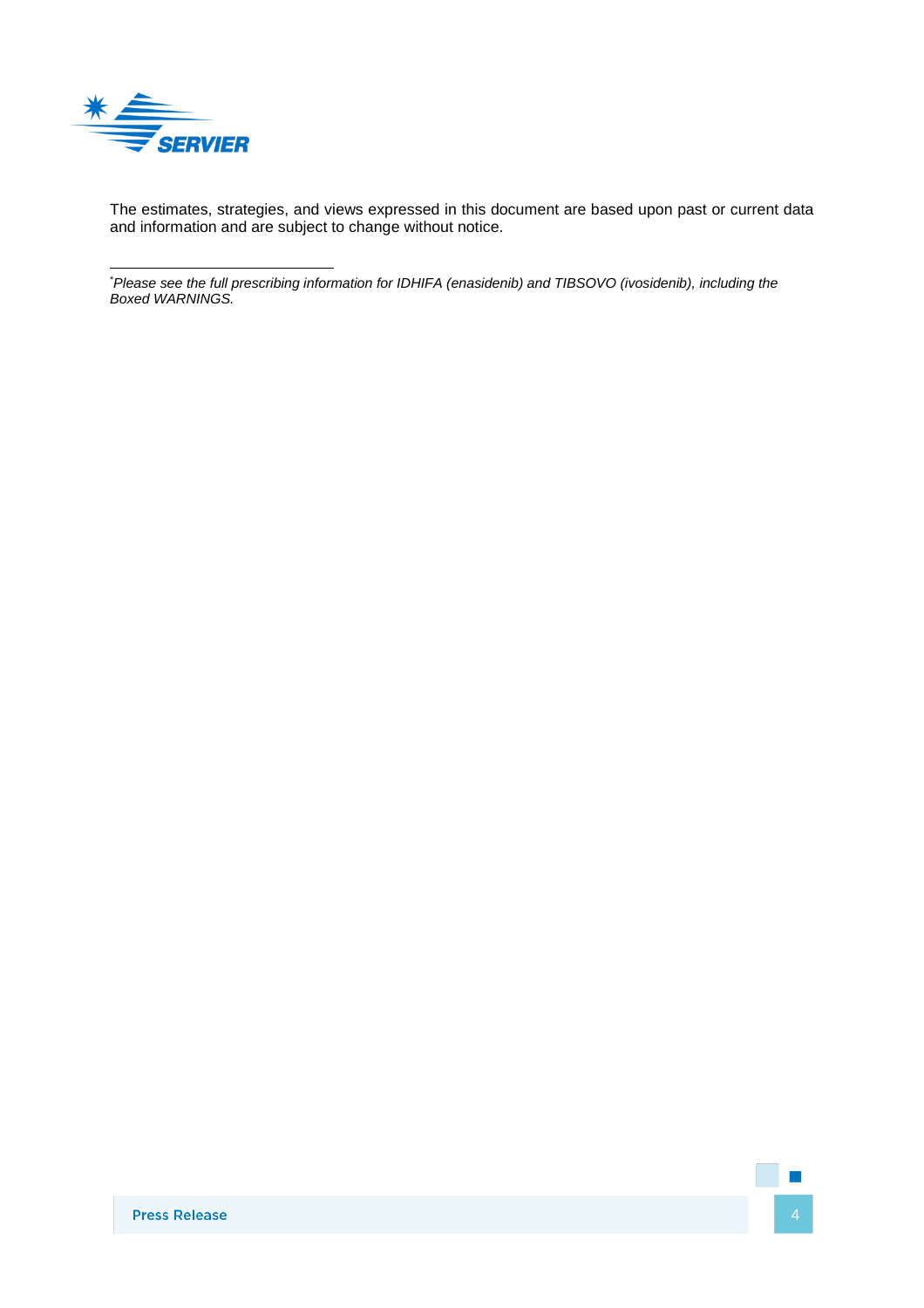The estimates, strategies, and views expressed in this document are based upon past or current data and information and are subject to change without notice.

---

*[*] Please see the full prescribing information for IDHIFA (enasidenib) and TIBSOVO (ivosidenib), including the Boxed WARNINGS.*